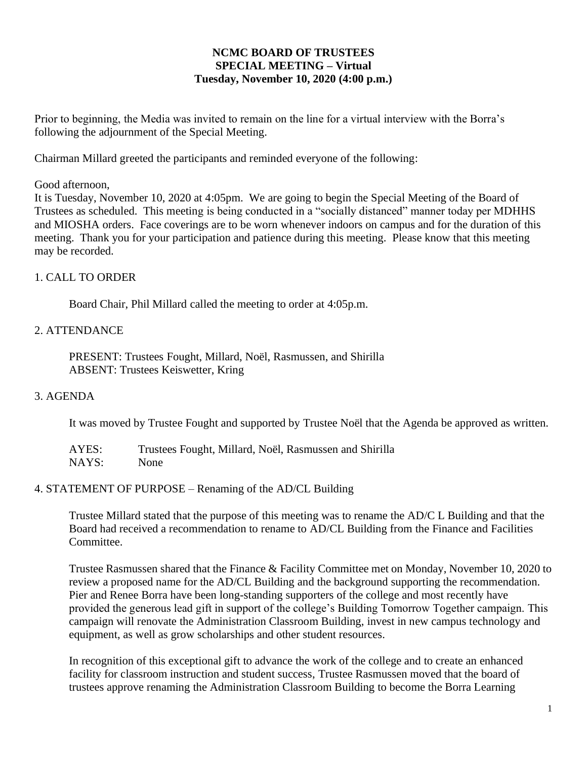**NCMC BOARD OF TRUSTEES**
**SPECIAL MEETING – Virtual**
**Tuesday, November 10, 2020 (4:00 p.m.)**

Prior to beginning, the Media was invited to remain on the line for a virtual interview with the Borra's following the adjournment of the Special Meeting.

Chairman Millard greeted the participants and reminded everyone of the following:

Good afternoon,
It is Tuesday, November 10, 2020 at 4:05pm. We are going to begin the Special Meeting of the Board of Trustees as scheduled. This meeting is being conducted in a "socially distanced" manner today per MDHHS and MIOSHA orders. Face coverings are to be worn whenever indoors on campus and for the duration of this meeting. Thank you for your participation and patience during this meeting. Please know that this meeting may be recorded.

1. CALL TO ORDER

Board Chair, Phil Millard called the meeting to order at 4:05p.m.

2. ATTENDANCE

PRESENT: Trustees Fought, Millard, Noël, Rasmussen, and Shirilla
ABSENT: Trustees Keiswetter, Kring

3. AGENDA

It was moved by Trustee Fought and supported by Trustee Noël that the Agenda be approved as written.

AYES: Trustees Fought, Millard, Noël, Rasmussen and Shirilla
NAYS: None

4. STATEMENT OF PURPOSE – Renaming of the AD/CL Building

Trustee Millard stated that the purpose of this meeting was to rename the AD/C L Building and that the Board had received a recommendation to rename to AD/CL Building from the Finance and Facilities Committee.

Trustee Rasmussen shared that the Finance & Facility Committee met on Monday, November 10, 2020 to review a proposed name for the AD/CL Building and the background supporting the recommendation. Pier and Renee Borra have been long-standing supporters of the college and most recently have provided the generous lead gift in support of the college's Building Tomorrow Together campaign. This campaign will renovate the Administration Classroom Building, invest in new campus technology and equipment, as well as grow scholarships and other student resources.

In recognition of this exceptional gift to advance the work of the college and to create an enhanced facility for classroom instruction and student success, Trustee Rasmussen moved that the board of trustees approve renaming the Administration Classroom Building to become the Borra Learning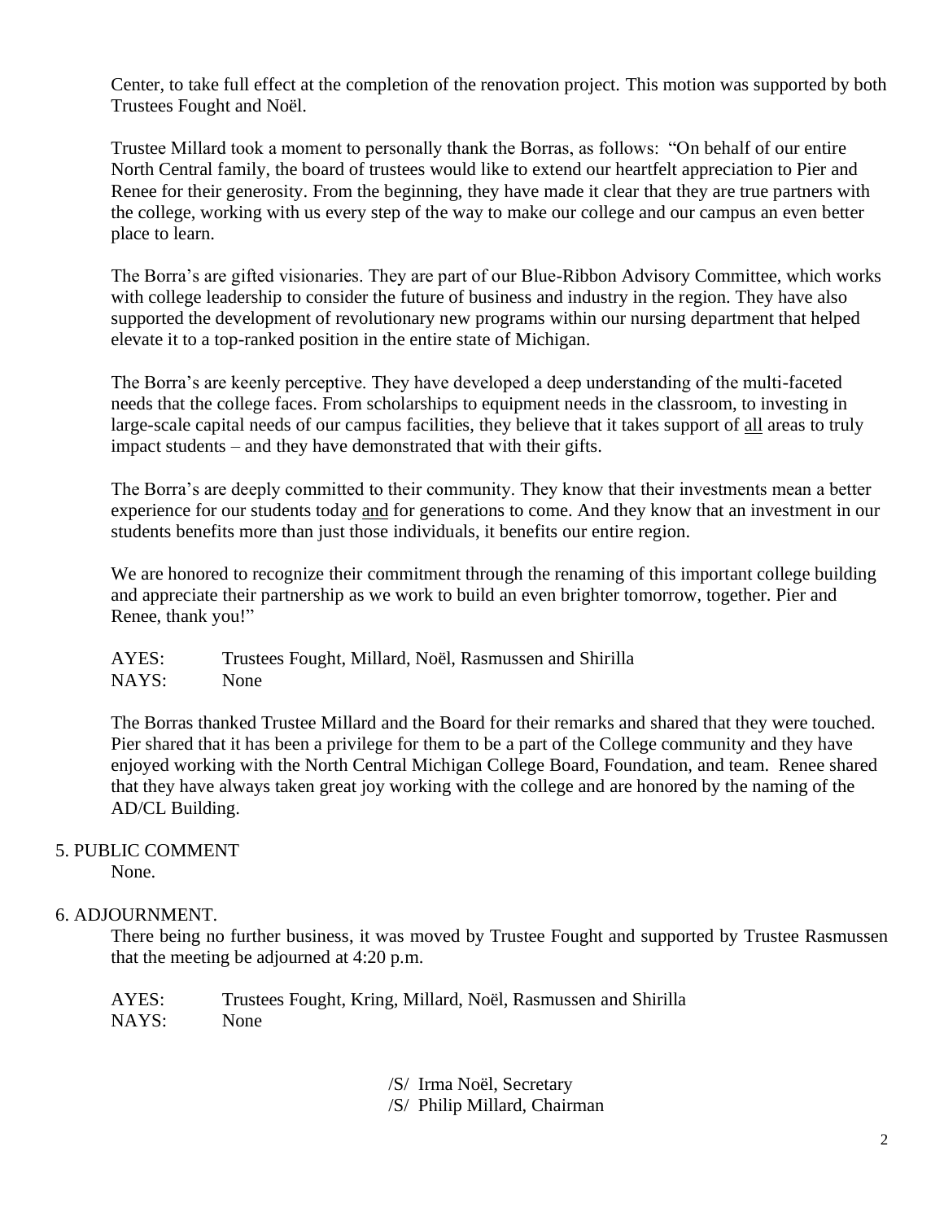Center, to take full effect at the completion of the renovation project. This motion was supported by both Trustees Fought and Noël.

Trustee Millard took a moment to personally thank the Borras, as follows: "On behalf of our entire North Central family, the board of trustees would like to extend our heartfelt appreciation to Pier and Renee for their generosity. From the beginning, they have made it clear that they are true partners with the college, working with us every step of the way to make our college and our campus an even better place to learn.

The Borra's are gifted visionaries. They are part of our Blue-Ribbon Advisory Committee, which works with college leadership to consider the future of business and industry in the region. They have also supported the development of revolutionary new programs within our nursing department that helped elevate it to a top-ranked position in the entire state of Michigan.

The Borra's are keenly perceptive. They have developed a deep understanding of the multi-faceted needs that the college faces. From scholarships to equipment needs in the classroom, to investing in large-scale capital needs of our campus facilities, they believe that it takes support of <u>all</u> areas to truly impact students – and they have demonstrated that with their gifts.

The Borra's are deeply committed to their community. They know that their investments mean a better experience for our students today <u>and</u> for generations to come. And they know that an investment in our students benefits more than just those individuals, it benefits our entire region.

We are honored to recognize their commitment through the renaming of this important college building and appreciate their partnership as we work to build an even brighter tomorrow, together. Pier and Renee, thank you!"

AYES: Trustees Fought, Millard, Noël, Rasmussen and Shirilla
NAYS: None

The Borras thanked Trustee Millard and the Board for their remarks and shared that they were touched. Pier shared that it has been a privilege for them to be a part of the College community and they have enjoyed working with the North Central Michigan College Board, Foundation, and team. Renee shared that they have always taken great joy working with the college and are honored by the naming of the AD/CL Building.

5. PUBLIC COMMENT

None.

6. ADJOURNMENT.

There being no further business, it was moved by Trustee Fought and supported by Trustee Rasmussen that the meeting be adjourned at 4:20 p.m.

AYES: Trustees Fought, Kring, Millard, Noël, Rasmussen and Shirilla
NAYS: None

/S/ Irma Noël, Secretary
/S/ Philip Millard, Chairman